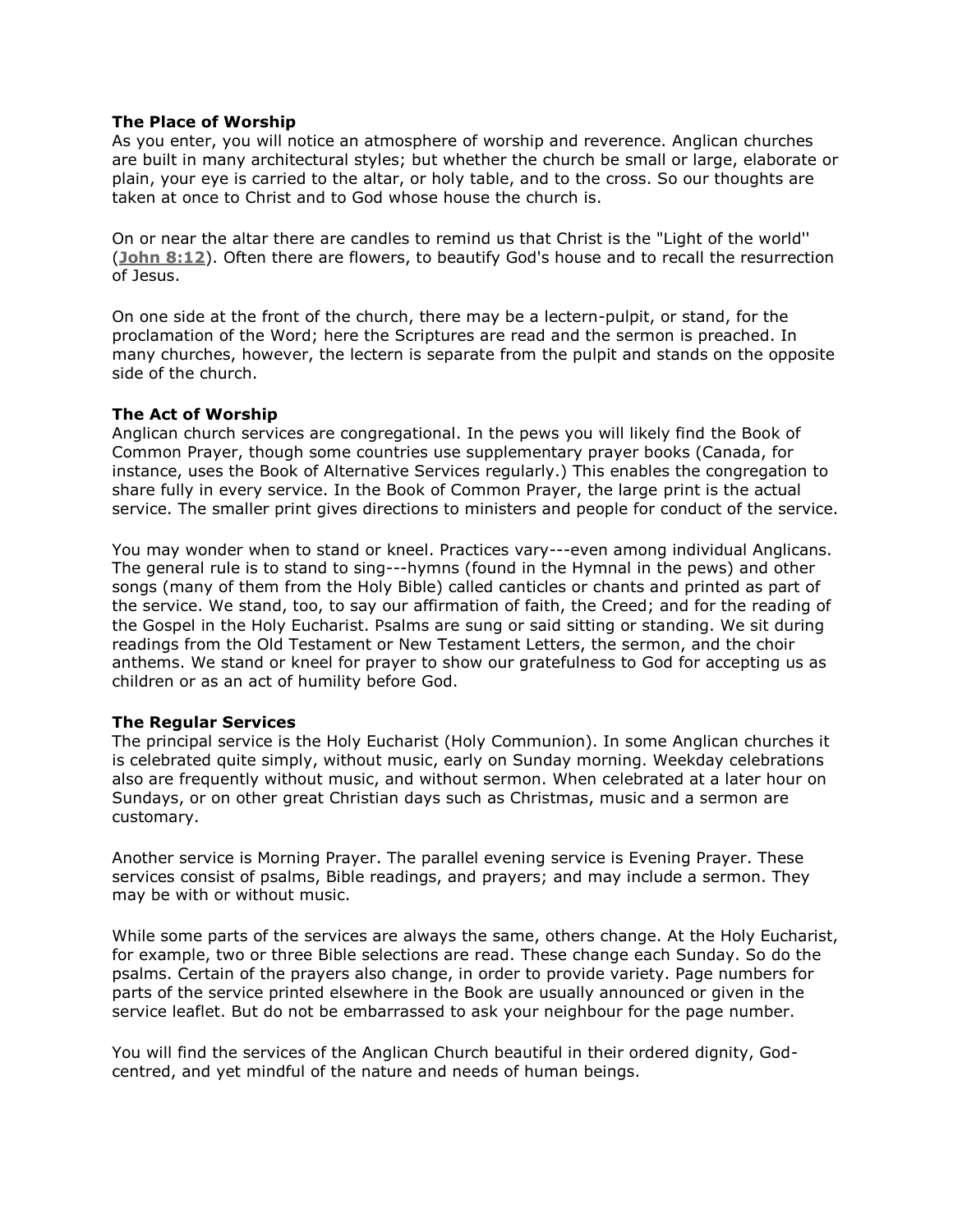**The Place of Worship**

As you enter, you will notice an atmosphere of worship and reverence. Anglican churches are built in many architectural styles; but whether the church be small or large, elaborate or plain, your eye is carried to the altar, or holy table, and to the cross. So our thoughts are taken at once to Christ and to God whose house the church is.

On or near the altar there are candles to remind us that Christ is the "Light of the world'' (**John 8:12**). Often there are flowers, to beautify God's house and to recall the resurrection of Jesus.

On one side at the front of the church, there may be a lectern-pulpit, or stand, for the proclamation of the Word; here the Scriptures are read and the sermon is preached. In many churches, however, the lectern is separate from the pulpit and stands on the opposite side of the church.

**The Act of Worship**

Anglican church services are congregational. In the pews you will likely find the Book of Common Prayer, though some countries use supplementary prayer books (Canada, for instance, uses the Book of Alternative Services regularly.) This enables the congregation to share fully in every service. In the Book of Common Prayer, the large print is the actual service. The smaller print gives directions to ministers and people for conduct of the service.

You may wonder when to stand or kneel. Practices vary---even among individual Anglicans. The general rule is to stand to sing---hymns (found in the Hymnal in the pews) and other songs (many of them from the Holy Bible) called canticles or chants and printed as part of the service. We stand, too, to say our affirmation of faith, the Creed; and for the reading of the Gospel in the Holy Eucharist. Psalms are sung or said sitting or standing. We sit during readings from the Old Testament or New Testament Letters, the sermon, and the choir anthems. We stand or kneel for prayer to show our gratefulness to God for accepting us as children or as an act of humility before God.

**The Regular Services**

The principal service is the Holy Eucharist (Holy Communion). In some Anglican churches it is celebrated quite simply, without music, early on Sunday morning. Weekday celebrations also are frequently without music, and without sermon. When celebrated at a later hour on Sundays, or on other great Christian days such as Christmas, music and a sermon are customary.

Another service is Morning Prayer. The parallel evening service is Evening Prayer. These services consist of psalms, Bible readings, and prayers; and may include a sermon. They may be with or without music.

While some parts of the services are always the same, others change. At the Holy Eucharist, for example, two or three Bible selections are read. These change each Sunday. So do the psalms. Certain of the prayers also change, in order to provide variety. Page numbers for parts of the service printed elsewhere in the Book are usually announced or given in the service leaflet. But do not be embarrassed to ask your neighbour for the page number.

You will find the services of the Anglican Church beautiful in their ordered dignity, God-centred, and yet mindful of the nature and needs of human beings.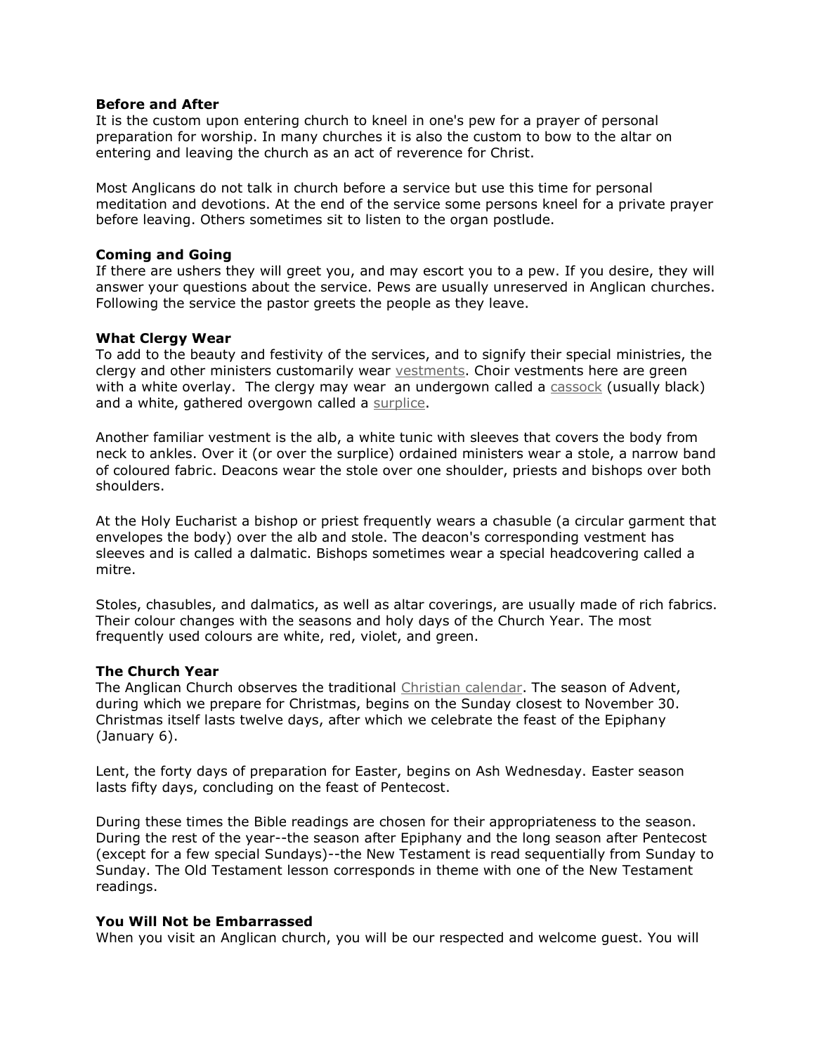**Before and After**
It is the custom upon entering church to kneel in one's pew for a prayer of personal preparation for worship. In many churches it is also the custom to bow to the altar on entering and leaving the church as an act of reverence for Christ.

Most Anglicans do not talk in church before a service but use this time for personal meditation and devotions. At the end of the service some persons kneel for a private prayer before leaving. Others sometimes sit to listen to the organ postlude.

**Coming and Going**
If there are ushers they will greet you, and may escort you to a pew. If you desire, they will answer your questions about the service. Pews are usually unreserved in Anglican churches. Following the service the pastor greets the people as they leave.

**What Clergy Wear**
To add to the beauty and festivity of the services, and to signify their special ministries, the clergy and other ministers customarily wear vestments. Choir vestments here are green with a white overlay. The clergy may wear an undergown called a cassock (usually black) and a white, gathered overgown called a surplice.

Another familiar vestment is the alb, a white tunic with sleeves that covers the body from neck to ankles. Over it (or over the surplice) ordained ministers wear a stole, a narrow band of coloured fabric. Deacons wear the stole over one shoulder, priests and bishops over both shoulders.

At the Holy Eucharist a bishop or priest frequently wears a chasuble (a circular garment that envelopes the body) over the alb and stole. The deacon's corresponding vestment has sleeves and is called a dalmatic. Bishops sometimes wear a special headcovering called a mitre.

Stoles, chasubles, and dalmatics, as well as altar coverings, are usually made of rich fabrics. Their colour changes with the seasons and holy days of the Church Year. The most frequently used colours are white, red, violet, and green.

**The Church Year**
The Anglican Church observes the traditional Christian calendar. The season of Advent, during which we prepare for Christmas, begins on the Sunday closest to November 30. Christmas itself lasts twelve days, after which we celebrate the feast of the Epiphany (January 6).

Lent, the forty days of preparation for Easter, begins on Ash Wednesday. Easter season lasts fifty days, concluding on the feast of Pentecost.

During these times the Bible readings are chosen for their appropriateness to the season. During the rest of the year--the season after Epiphany and the long season after Pentecost (except for a few special Sundays)--the New Testament is read sequentially from Sunday to Sunday. The Old Testament lesson corresponds in theme with one of the New Testament readings.

**You Will Not be Embarrassed**
When you visit an Anglican church, you will be our respected and welcome guest. You will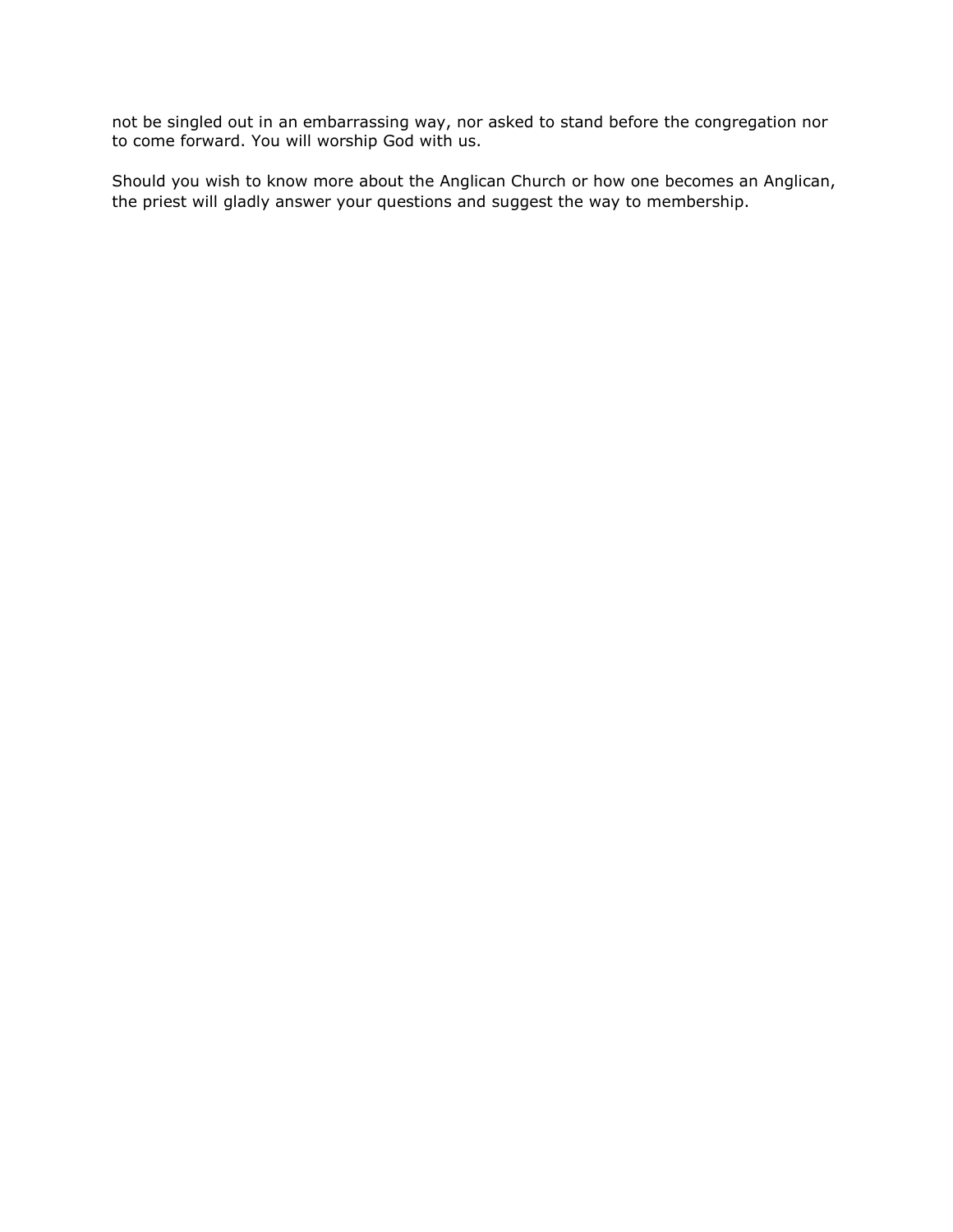not be singled out in an embarrassing way, nor asked to stand before the congregation nor to come forward. You will worship God with us.

Should you wish to know more about the Anglican Church or how one becomes an Anglican, the priest will gladly answer your questions and suggest the way to membership.